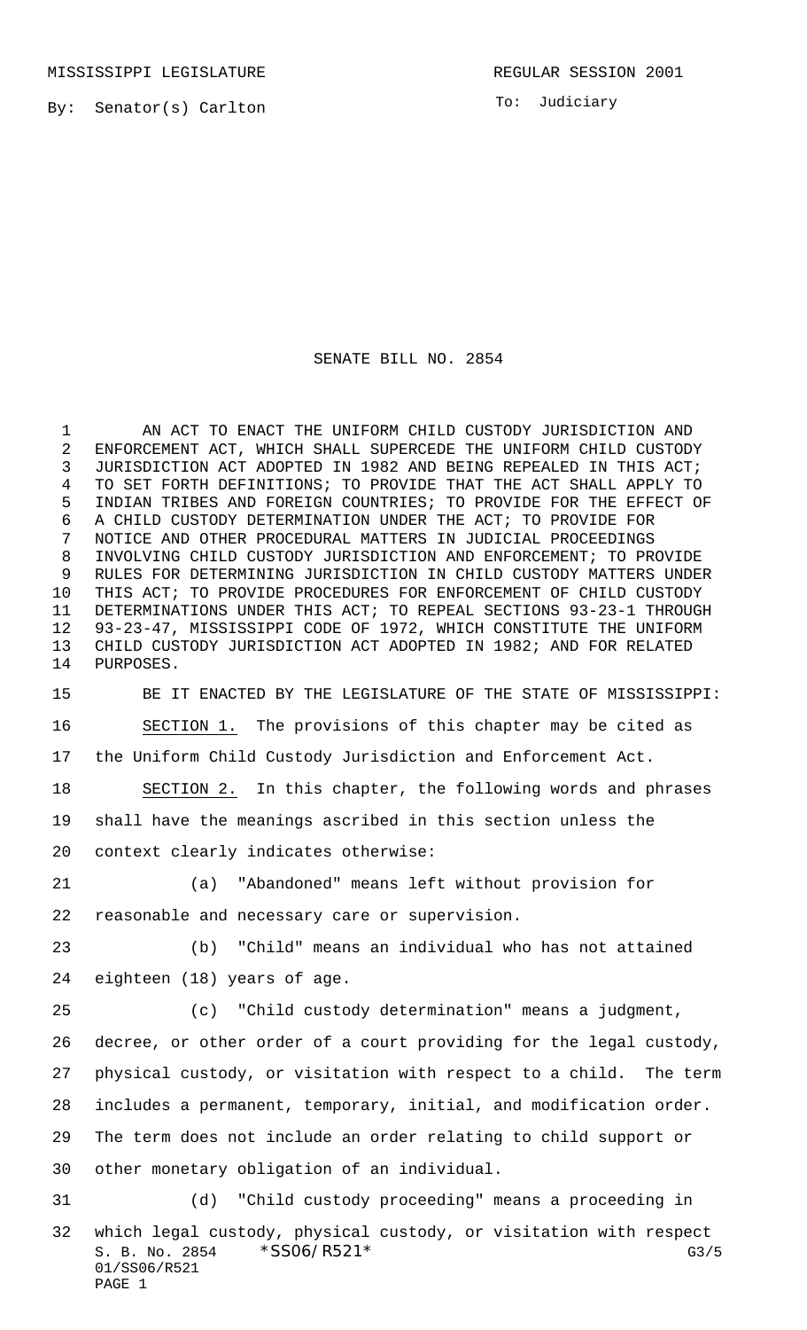MISSISSIPPI LEGISLATURE REGULAR SESSION 2001

By: Senator(s) Carlton

To: Judiciary

# SENATE BILL NO. 2854

AN ACT TO ENACT THE UNIFORM CHILD CUSTODY JURISDICTION AND ENFORCEMENT ACT, WHICH SHALL SUPERCEDE THE UNIFORM CHILD CUSTODY JURISDICTION ACT ADOPTED IN 1982 AND BEING REPEALED IN THIS ACT; TO SET FORTH DEFINITIONS; TO PROVIDE THAT THE ACT SHALL APPLY TO INDIAN TRIBES AND FOREIGN COUNTRIES; TO PROVIDE FOR THE EFFECT OF A CHILD CUSTODY DETERMINATION UNDER THE ACT; TO PROVIDE FOR NOTICE AND OTHER PROCEDURAL MATTERS IN JUDICIAL PROCEEDINGS INVOLVING CHILD CUSTODY JURISDICTION AND ENFORCEMENT; TO PROVIDE RULES FOR DETERMINING JURISDICTION IN CHILD CUSTODY MATTERS UNDER THIS ACT; TO PROVIDE PROCEDURES FOR ENFORCEMENT OF CHILD CUSTODY DETERMINATIONS UNDER THIS ACT; TO REPEAL SECTIONS 93-23-1 THROUGH 93-23-47, MISSISSIPPI CODE OF 1972, WHICH CONSTITUTE THE UNIFORM CHILD CUSTODY JURISDICTION ACT ADOPTED IN 1982; AND FOR RELATED PURPOSES.

BE IT ENACTED BY THE LEGISLATURE OF THE STATE OF MISSISSIPPI:

SECTION 1. The provisions of this chapter may be cited as the Uniform Child Custody Jurisdiction and Enforcement Act.

SECTION 2. In this chapter, the following words and phrases shall have the meanings ascribed in this section unless the context clearly indicates otherwise:

(a) "Abandoned" means left without provision for reasonable and necessary care or supervision.

(b) "Child" means an individual who has not attained eighteen (18) years of age.

(c) "Child custody determination" means a judgment, decree, or other order of a court providing for the legal custody, physical custody, or visitation with respect to a child. The term includes a permanent, temporary, initial, and modification order. The term does not include an order relating to child support or other monetary obligation of an individual.

(d) "Child custody proceeding" means a proceeding in which legal custody, physical custody, or visitation with respect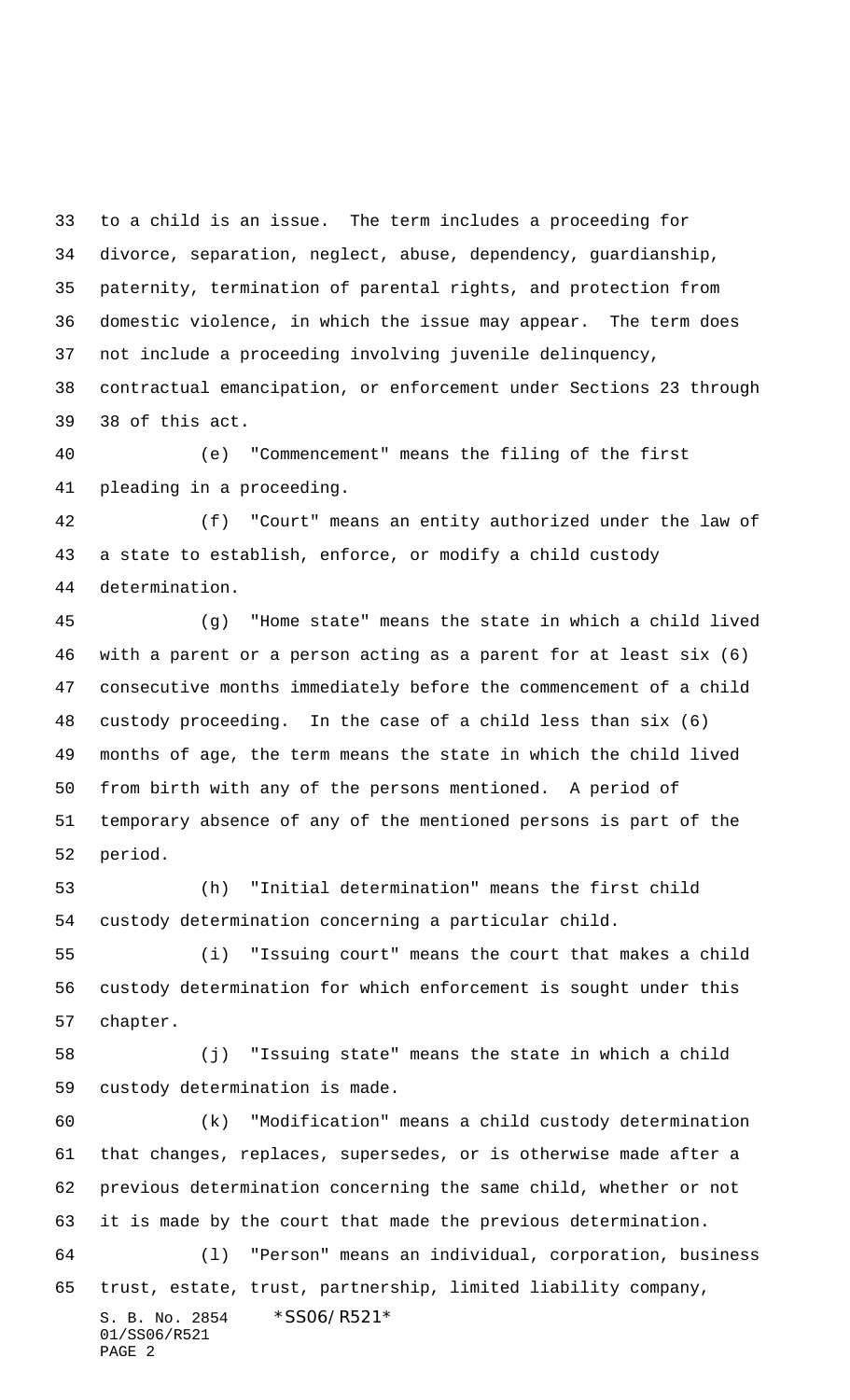to a child is an issue. The term includes a proceeding for divorce, separation, neglect, abuse, dependency, guardianship, paternity, termination of parental rights, and protection from domestic violence, in which the issue may appear. The term does not include a proceeding involving juvenile delinquency, contractual emancipation, or enforcement under Sections 23 through 38 of this act.

(e) "Commencement" means the filing of the first pleading in a proceeding.

(f) "Court" means an entity authorized under the law of a state to establish, enforce, or modify a child custody determination.

(g) "Home state" means the state in which a child lived with a parent or a person acting as a parent for at least six (6) consecutive months immediately before the commencement of a child custody proceeding. In the case of a child less than six (6) months of age, the term means the state in which the child lived from birth with any of the persons mentioned. A period of temporary absence of any of the mentioned persons is part of the period.

(h) "Initial determination" means the first child custody determination concerning a particular child.

(i) "Issuing court" means the court that makes a child custody determination for which enforcement is sought under this chapter.

(j) "Issuing state" means the state in which a child custody determination is made.

(k) "Modification" means a child custody determination that changes, replaces, supersedes, or is otherwise made after a previous determination concerning the same child, whether or not it is made by the court that made the previous determination.

(l) "Person" means an individual, corporation, business trust, estate, trust, partnership, limited liability company,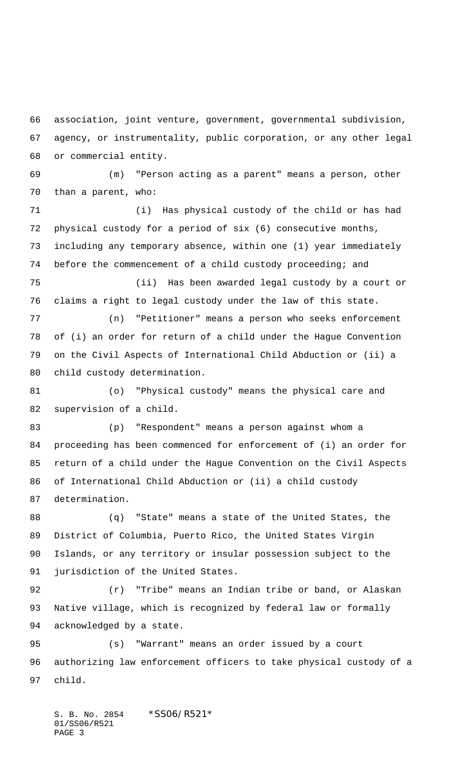association, joint venture, government, governmental subdivision, agency, or instrumentality, public corporation, or any other legal or commercial entity.

(m) "Person acting as a parent" means a person, other than a parent, who:

(i) Has physical custody of the child or has had physical custody for a period of six (6) consecutive months, including any temporary absence, within one (1) year immediately before the commencement of a child custody proceeding; and

(ii) Has been awarded legal custody by a court or claims a right to legal custody under the law of this state.

(n) "Petitioner" means a person who seeks enforcement of (i) an order for return of a child under the Hague Convention on the Civil Aspects of International Child Abduction or (ii) a child custody determination.

(o) "Physical custody" means the physical care and supervision of a child.

(p) "Respondent" means a person against whom a proceeding has been commenced for enforcement of (i) an order for return of a child under the Hague Convention on the Civil Aspects of International Child Abduction or (ii) a child custody determination.

(q) "State" means a state of the United States, the District of Columbia, Puerto Rico, the United States Virgin Islands, or any territory or insular possession subject to the jurisdiction of the United States.

(r) "Tribe" means an Indian tribe or band, or Alaskan Native village, which is recognized by federal law or formally acknowledged by a state.

(s) "Warrant" means an order issued by a court authorizing law enforcement officers to take physical custody of a child.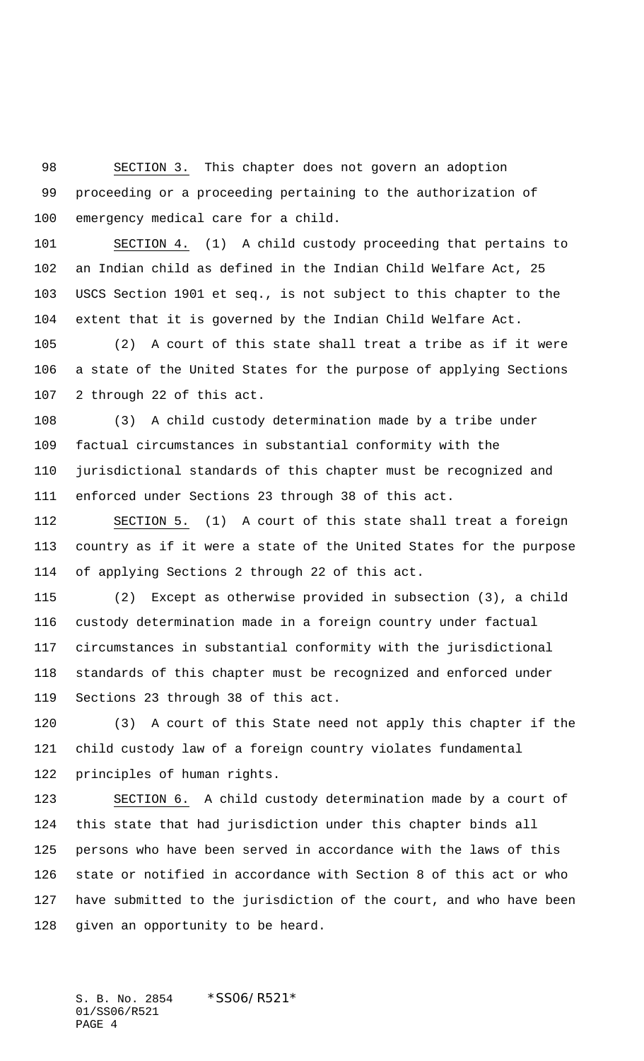SECTION 3. This chapter does not govern an adoption proceeding or a proceeding pertaining to the authorization of emergency medical care for a child.

SECTION 4. (1) A child custody proceeding that pertains to an Indian child as defined in the Indian Child Welfare Act, 25 USCS Section 1901 et seq., is not subject to this chapter to the extent that it is governed by the Indian Child Welfare Act.

(2) A court of this state shall treat a tribe as if it were a state of the United States for the purpose of applying Sections 2 through 22 of this act.

(3) A child custody determination made by a tribe under factual circumstances in substantial conformity with the jurisdictional standards of this chapter must be recognized and enforced under Sections 23 through 38 of this act.

SECTION 5. (1) A court of this state shall treat a foreign country as if it were a state of the United States for the purpose of applying Sections 2 through 22 of this act.

(2) Except as otherwise provided in subsection (3), a child custody determination made in a foreign country under factual circumstances in substantial conformity with the jurisdictional standards of this chapter must be recognized and enforced under Sections 23 through 38 of this act.

(3) A court of this State need not apply this chapter if the child custody law of a foreign country violates fundamental principles of human rights.

SECTION 6. A child custody determination made by a court of this state that had jurisdiction under this chapter binds all persons who have been served in accordance with the laws of this state or notified in accordance with Section 8 of this act or who have submitted to the jurisdiction of the court, and who have been given an opportunity to be heard.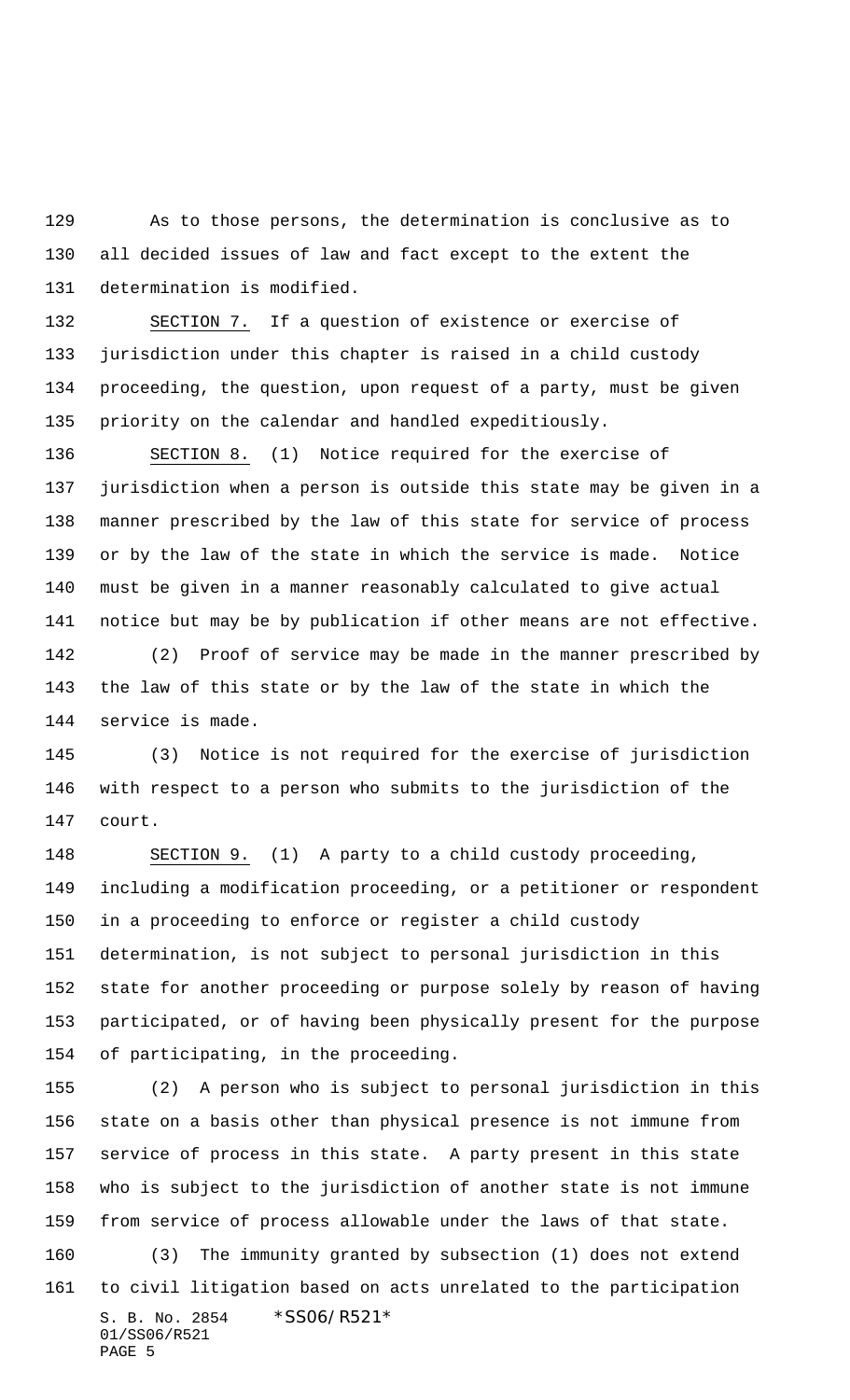As to those persons, the determination is conclusive as to all decided issues of law and fact except to the extent the determination is modified.

SECTION 7. If a question of existence or exercise of jurisdiction under this chapter is raised in a child custody proceeding, the question, upon request of a party, must be given priority on the calendar and handled expeditiously.

SECTION 8. (1) Notice required for the exercise of jurisdiction when a person is outside this state may be given in a manner prescribed by the law of this state for service of process or by the law of the state in which the service is made. Notice must be given in a manner reasonably calculated to give actual notice but may be by publication if other means are not effective.

(2) Proof of service may be made in the manner prescribed by the law of this state or by the law of the state in which the service is made.

(3) Notice is not required for the exercise of jurisdiction with respect to a person who submits to the jurisdiction of the court.

SECTION 9. (1) A party to a child custody proceeding, including a modification proceeding, or a petitioner or respondent in a proceeding to enforce or register a child custody determination, is not subject to personal jurisdiction in this state for another proceeding or purpose solely by reason of having participated, or of having been physically present for the purpose of participating, in the proceeding.

(2) A person who is subject to personal jurisdiction in this state on a basis other than physical presence is not immune from service of process in this state. A party present in this state who is subject to the jurisdiction of another state is not immune from service of process allowable under the laws of that state.

(3) The immunity granted by subsection (1) does not extend to civil litigation based on acts unrelated to the participation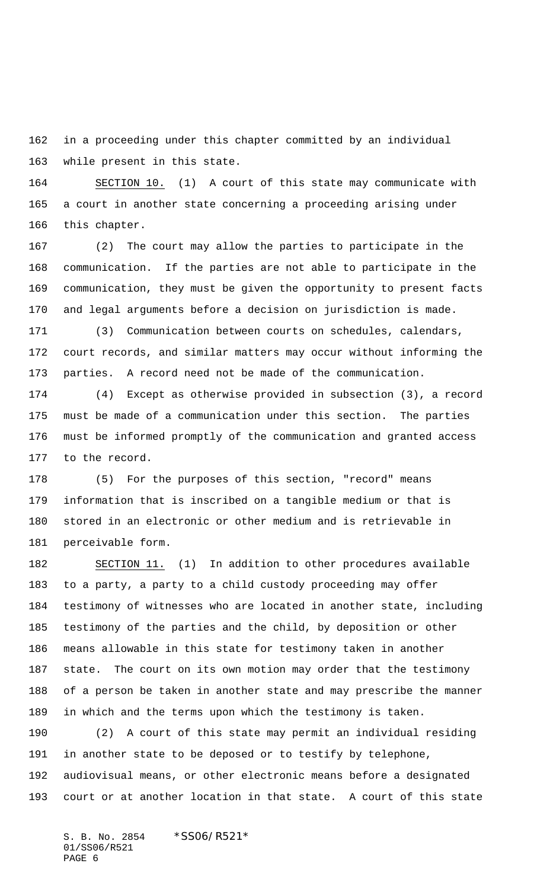in a proceeding under this chapter committed by an individual while present in this state.

SECTION 10. (1) A court of this state may communicate with a court in another state concerning a proceeding arising under this chapter.

(2) The court may allow the parties to participate in the communication. If the parties are not able to participate in the communication, they must be given the opportunity to present facts and legal arguments before a decision on jurisdiction is made.

(3) Communication between courts on schedules, calendars, court records, and similar matters may occur without informing the parties. A record need not be made of the communication.

(4) Except as otherwise provided in subsection (3), a record must be made of a communication under this section. The parties must be informed promptly of the communication and granted access to the record.

(5) For the purposes of this section, "record" means information that is inscribed on a tangible medium or that is stored in an electronic or other medium and is retrievable in perceivable form.

SECTION 11. (1) In addition to other procedures available to a party, a party to a child custody proceeding may offer testimony of witnesses who are located in another state, including testimony of the parties and the child, by deposition or other means allowable in this state for testimony taken in another state. The court on its own motion may order that the testimony of a person be taken in another state and may prescribe the manner in which and the terms upon which the testimony is taken.

(2) A court of this state may permit an individual residing in another state to be deposed or to testify by telephone, audiovisual means, or other electronic means before a designated court or at another location in that state. A court of this state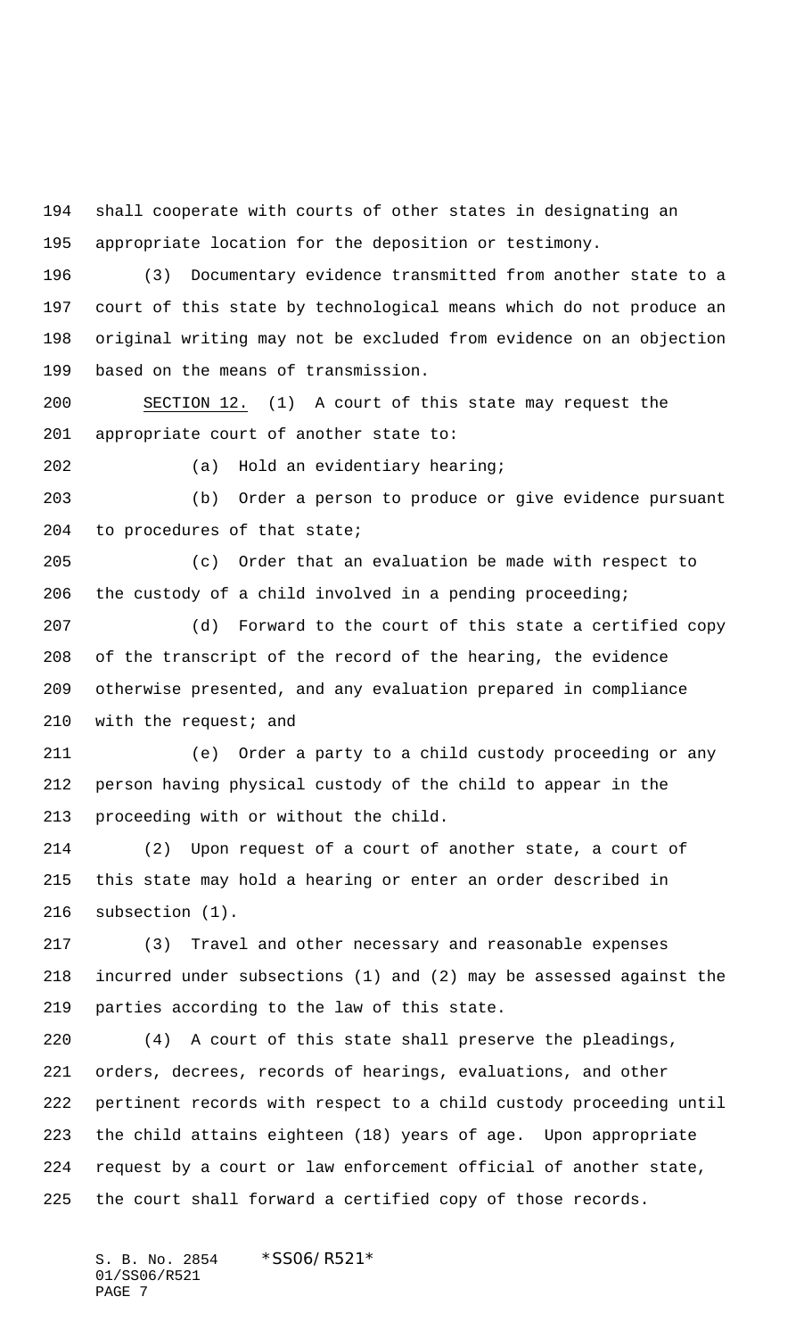shall cooperate with courts of other states in designating an appropriate location for the deposition or testimony.

(3) Documentary evidence transmitted from another state to a court of this state by technological means which do not produce an original writing may not be excluded from evidence on an objection based on the means of transmission.

SECTION 12. (1) A court of this state may request the appropriate court of another state to:

(a) Hold an evidentiary hearing;

(b) Order a person to produce or give evidence pursuant to procedures of that state;

(c) Order that an evaluation be made with respect to the custody of a child involved in a pending proceeding;

(d) Forward to the court of this state a certified copy of the transcript of the record of the hearing, the evidence otherwise presented, and any evaluation prepared in compliance with the request; and

(e) Order a party to a child custody proceeding or any person having physical custody of the child to appear in the proceeding with or without the child.

(2) Upon request of a court of another state, a court of this state may hold a hearing or enter an order described in subsection (1).

(3) Travel and other necessary and reasonable expenses incurred under subsections (1) and (2) may be assessed against the parties according to the law of this state.

(4) A court of this state shall preserve the pleadings, orders, decrees, records of hearings, evaluations, and other pertinent records with respect to a child custody proceeding until the child attains eighteen (18) years of age. Upon appropriate request by a court or law enforcement official of another state, the court shall forward a certified copy of those records.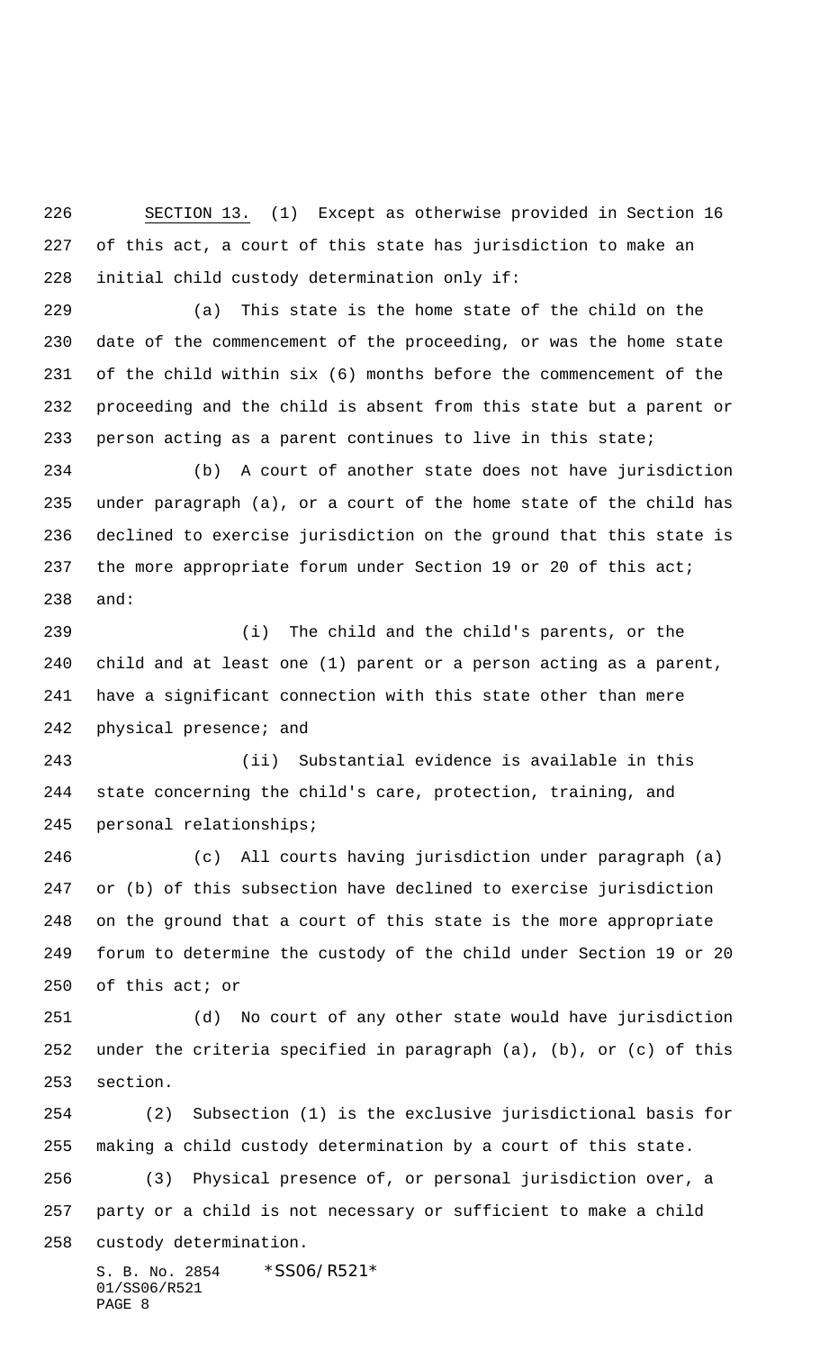SECTION 13. (1) Except as otherwise provided in Section 16 of this act, a court of this state has jurisdiction to make an initial child custody determination only if:

(a) This state is the home state of the child on the date of the commencement of the proceeding, or was the home state of the child within six (6) months before the commencement of the proceeding and the child is absent from this state but a parent or person acting as a parent continues to live in this state;

(b) A court of another state does not have jurisdiction under paragraph (a), or a court of the home state of the child has declined to exercise jurisdiction on the ground that this state is the more appropriate forum under Section 19 or 20 of this act; and:

(i) The child and the child's parents, or the child and at least one (1) parent or a person acting as a parent, have a significant connection with this state other than mere physical presence; and

(ii) Substantial evidence is available in this state concerning the child's care, protection, training, and personal relationships;

(c) All courts having jurisdiction under paragraph (a) or (b) of this subsection have declined to exercise jurisdiction on the ground that a court of this state is the more appropriate forum to determine the custody of the child under Section 19 or 20 of this act; or

(d) No court of any other state would have jurisdiction under the criteria specified in paragraph (a), (b), or (c) of this section.

(2) Subsection (1) is the exclusive jurisdictional basis for making a child custody determination by a court of this state.

(3) Physical presence of, or personal jurisdiction over, a party or a child is not necessary or sufficient to make a child custody determination.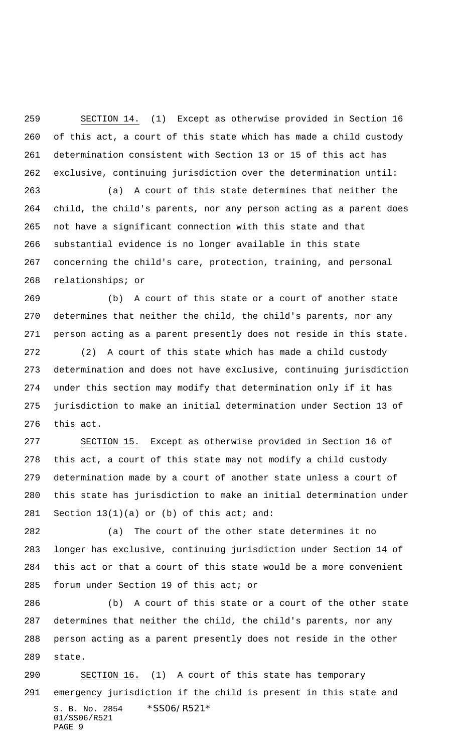SECTION 14. (1) Except as otherwise provided in Section 16 of this act, a court of this state which has made a child custody determination consistent with Section 13 or 15 of this act has exclusive, continuing jurisdiction over the determination until:

(a) A court of this state determines that neither the child, the child's parents, nor any person acting as a parent does not have a significant connection with this state and that substantial evidence is no longer available in this state concerning the child's care, protection, training, and personal relationships; or

(b) A court of this state or a court of another state determines that neither the child, the child's parents, nor any person acting as a parent presently does not reside in this state.

(2) A court of this state which has made a child custody determination and does not have exclusive, continuing jurisdiction under this section may modify that determination only if it has jurisdiction to make an initial determination under Section 13 of this act.

SECTION 15. Except as otherwise provided in Section 16 of this act, a court of this state may not modify a child custody determination made by a court of another state unless a court of this state has jurisdiction to make an initial determination under Section 13(1)(a) or (b) of this act; and:

(a) The court of the other state determines it no longer has exclusive, continuing jurisdiction under Section 14 of this act or that a court of this state would be a more convenient forum under Section 19 of this act; or

(b) A court of this state or a court of the other state determines that neither the child, the child's parents, nor any person acting as a parent presently does not reside in the other state.

SECTION 16. (1) A court of this state has temporary emergency jurisdiction if the child is present in this state and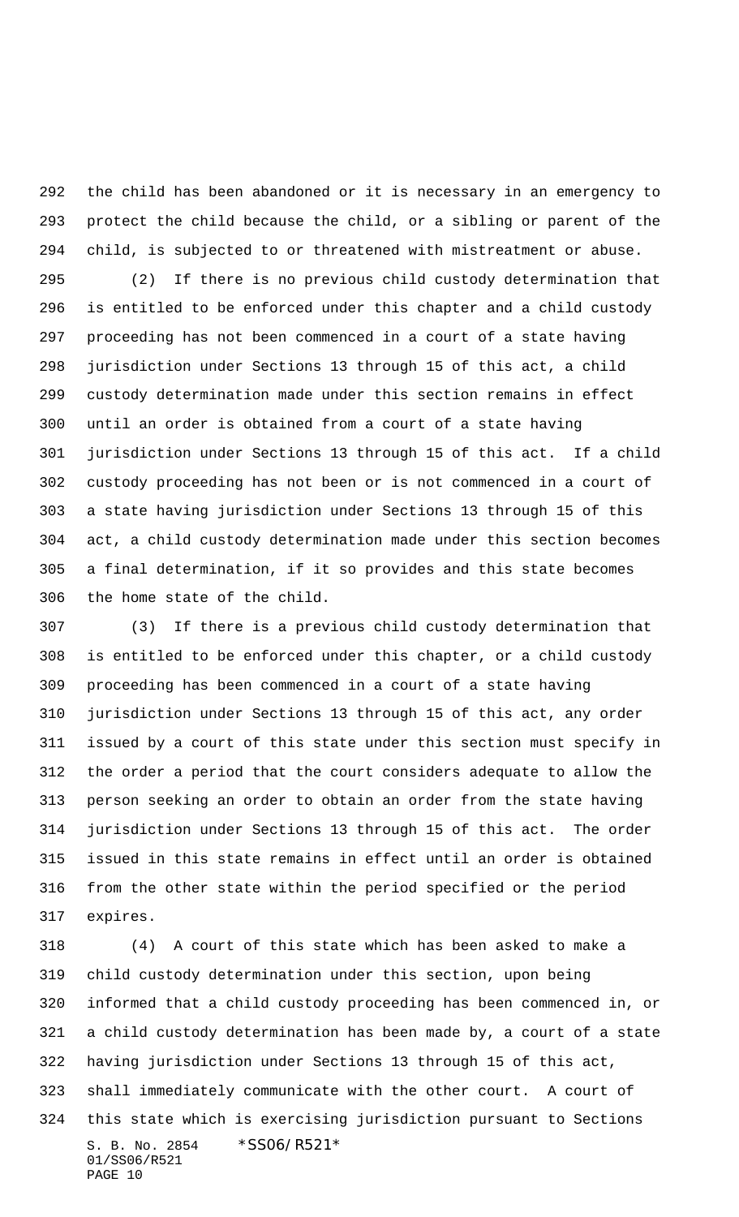the child has been abandoned or it is necessary in an emergency to protect the child because the child, or a sibling or parent of the child, is subjected to or threatened with mistreatment or abuse.

(2) If there is no previous child custody determination that is entitled to be enforced under this chapter and a child custody proceeding has not been commenced in a court of a state having jurisdiction under Sections 13 through 15 of this act, a child custody determination made under this section remains in effect until an order is obtained from a court of a state having jurisdiction under Sections 13 through 15 of this act. If a child custody proceeding has not been or is not commenced in a court of a state having jurisdiction under Sections 13 through 15 of this act, a child custody determination made under this section becomes a final determination, if it so provides and this state becomes the home state of the child.

(3) If there is a previous child custody determination that is entitled to be enforced under this chapter, or a child custody proceeding has been commenced in a court of a state having jurisdiction under Sections 13 through 15 of this act, any order issued by a court of this state under this section must specify in the order a period that the court considers adequate to allow the person seeking an order to obtain an order from the state having jurisdiction under Sections 13 through 15 of this act. The order issued in this state remains in effect until an order is obtained from the other state within the period specified or the period expires.

(4) A court of this state which has been asked to make a child custody determination under this section, upon being informed that a child custody proceeding has been commenced in, or a child custody determination has been made by, a court of a state having jurisdiction under Sections 13 through 15 of this act, shall immediately communicate with the other court. A court of this state which is exercising jurisdiction pursuant to Sections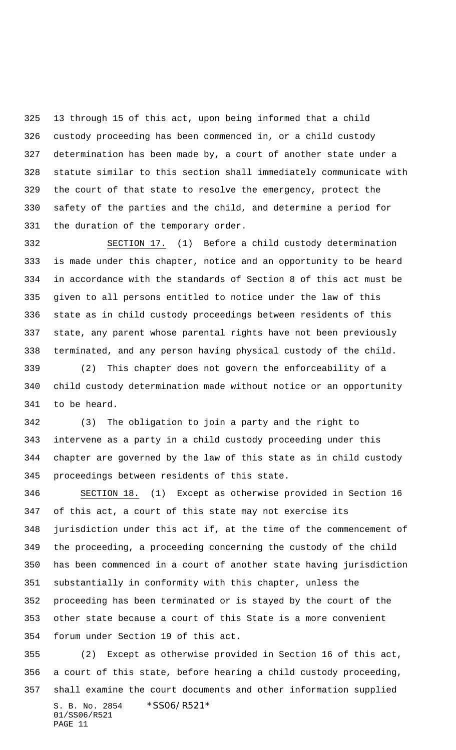13 through 15 of this act, upon being informed that a child custody proceeding has been commenced in, or a child custody determination has been made by, a court of another state under a statute similar to this section shall immediately communicate with the court of that state to resolve the emergency, protect the safety of the parties and the child, and determine a period for the duration of the temporary order.

SECTION 17. (1) Before a child custody determination is made under this chapter, notice and an opportunity to be heard in accordance with the standards of Section 8 of this act must be given to all persons entitled to notice under the law of this state as in child custody proceedings between residents of this state, any parent whose parental rights have not been previously terminated, and any person having physical custody of the child.

(2) This chapter does not govern the enforceability of a child custody determination made without notice or an opportunity to be heard.

(3) The obligation to join a party and the right to intervene as a party in a child custody proceeding under this chapter are governed by the law of this state as in child custody proceedings between residents of this state.

SECTION 18. (1) Except as otherwise provided in Section 16 of this act, a court of this state may not exercise its jurisdiction under this act if, at the time of the commencement of the proceeding, a proceeding concerning the custody of the child has been commenced in a court of another state having jurisdiction substantially in conformity with this chapter, unless the proceeding has been terminated or is stayed by the court of the other state because a court of this State is a more convenient forum under Section 19 of this act.

(2) Except as otherwise provided in Section 16 of this act, a court of this state, before hearing a child custody proceeding, shall examine the court documents and other information supplied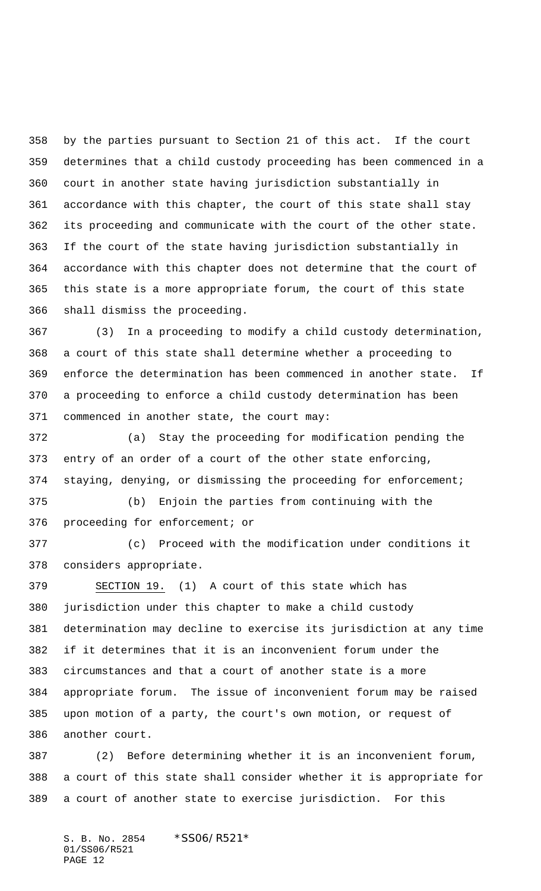by the parties pursuant to Section 21 of this act. If the court determines that a child custody proceeding has been commenced in a court in another state having jurisdiction substantially in accordance with this chapter, the court of this state shall stay its proceeding and communicate with the court of the other state. If the court of the state having jurisdiction substantially in accordance with this chapter does not determine that the court of this state is a more appropriate forum, the court of this state shall dismiss the proceeding.

(3) In a proceeding to modify a child custody determination, a court of this state shall determine whether a proceeding to enforce the determination has been commenced in another state. If a proceeding to enforce a child custody determination has been commenced in another state, the court may:

(a) Stay the proceeding for modification pending the entry of an order of a court of the other state enforcing, staying, denying, or dismissing the proceeding for enforcement;

(b) Enjoin the parties from continuing with the proceeding for enforcement; or

(c) Proceed with the modification under conditions it considers appropriate.

SECTION 19. (1) A court of this state which has jurisdiction under this chapter to make a child custody determination may decline to exercise its jurisdiction at any time if it determines that it is an inconvenient forum under the circumstances and that a court of another state is a more appropriate forum. The issue of inconvenient forum may be raised upon motion of a party, the court's own motion, or request of another court.

(2) Before determining whether it is an inconvenient forum, a court of this state shall consider whether it is appropriate for a court of another state to exercise jurisdiction. For this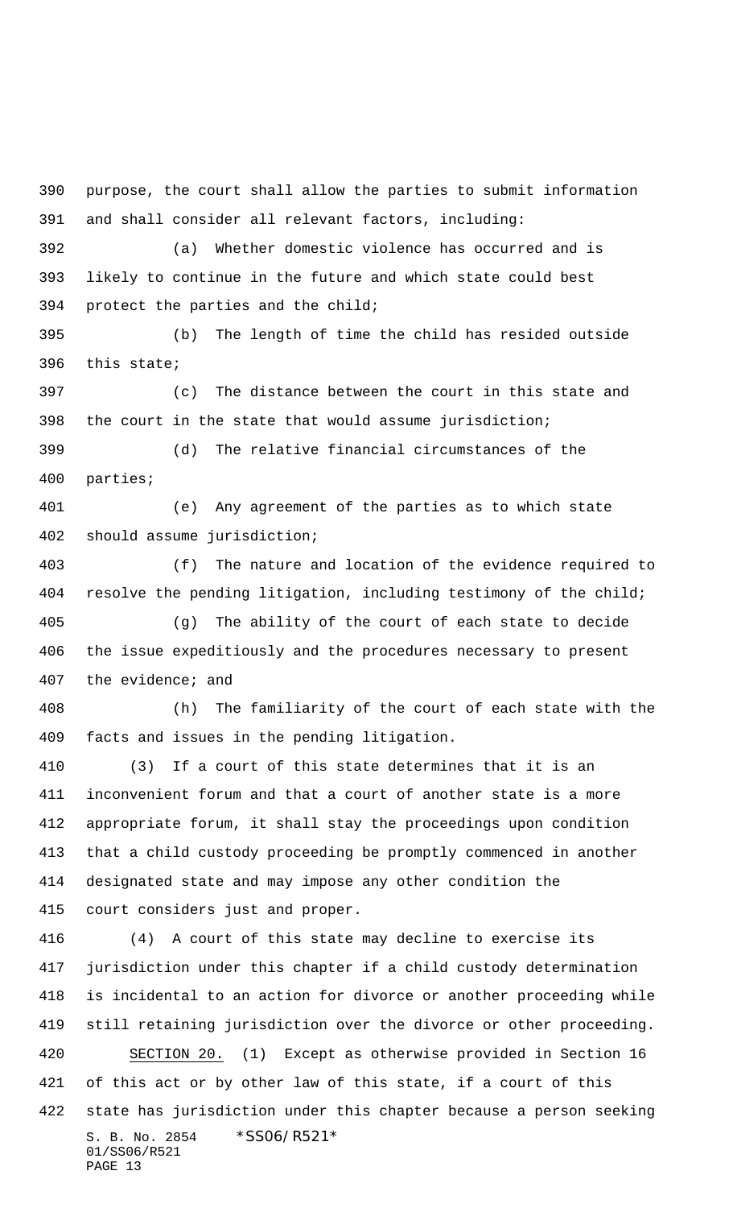purpose, the court shall allow the parties to submit information and shall consider all relevant factors, including:

(a) Whether domestic violence has occurred and is likely to continue in the future and which state could best protect the parties and the child;

(b) The length of time the child has resided outside this state;

(c) The distance between the court in this state and the court in the state that would assume jurisdiction;

(d) The relative financial circumstances of the parties;

(e) Any agreement of the parties as to which state should assume jurisdiction;

(f) The nature and location of the evidence required to resolve the pending litigation, including testimony of the child;

(g) The ability of the court of each state to decide the issue expeditiously and the procedures necessary to present the evidence; and

(h) The familiarity of the court of each state with the facts and issues in the pending litigation.

(3) If a court of this state determines that it is an inconvenient forum and that a court of another state is a more appropriate forum, it shall stay the proceedings upon condition that a child custody proceeding be promptly commenced in another designated state and may impose any other condition the court considers just and proper.

(4) A court of this state may decline to exercise its jurisdiction under this chapter if a child custody determination is incidental to an action for divorce or another proceeding while still retaining jurisdiction over the divorce or other proceeding.

SECTION 20. (1) Except as otherwise provided in Section 16 of this act or by other law of this state, if a court of this state has jurisdiction under this chapter because a person seeking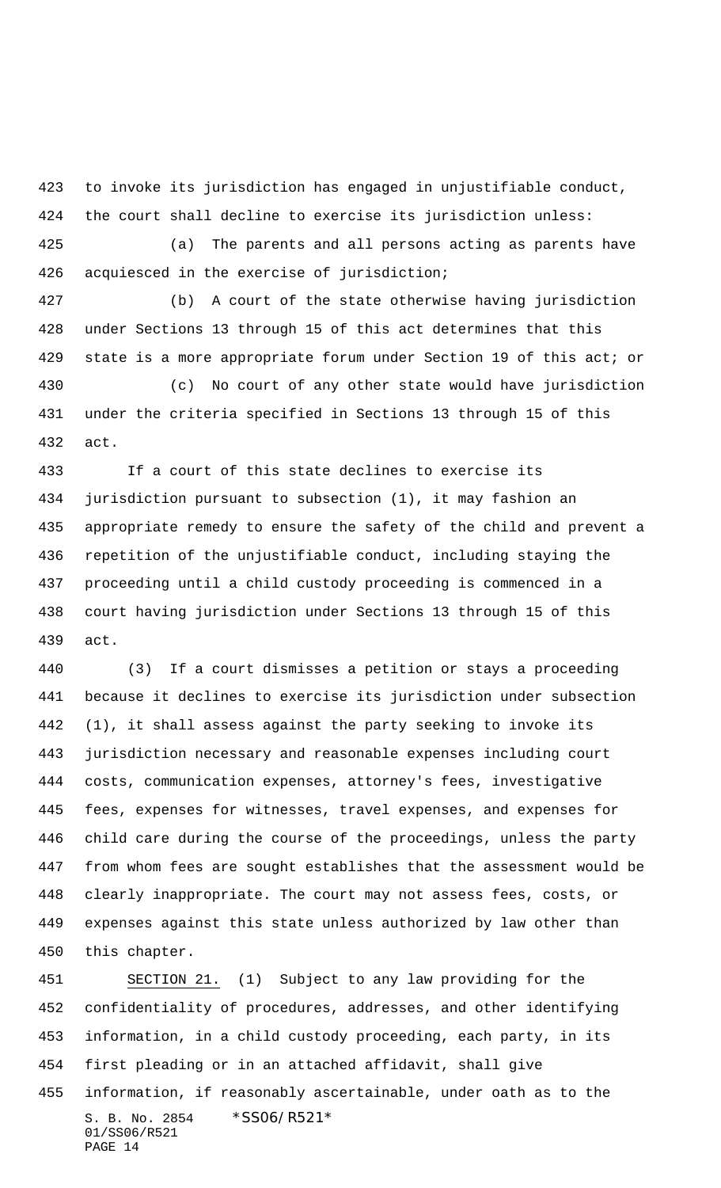to invoke its jurisdiction has engaged in unjustifiable conduct, the court shall decline to exercise its jurisdiction unless:

(a) The parents and all persons acting as parents have acquiesced in the exercise of jurisdiction;

(b) A court of the state otherwise having jurisdiction under Sections 13 through 15 of this act determines that this state is a more appropriate forum under Section 19 of this act; or

(c) No court of any other state would have jurisdiction under the criteria specified in Sections 13 through 15 of this act.

If a court of this state declines to exercise its jurisdiction pursuant to subsection (1), it may fashion an appropriate remedy to ensure the safety of the child and prevent a repetition of the unjustifiable conduct, including staying the proceeding until a child custody proceeding is commenced in a court having jurisdiction under Sections 13 through 15 of this act.

(3) If a court dismisses a petition or stays a proceeding because it declines to exercise its jurisdiction under subsection (1), it shall assess against the party seeking to invoke its jurisdiction necessary and reasonable expenses including court costs, communication expenses, attorney's fees, investigative fees, expenses for witnesses, travel expenses, and expenses for child care during the course of the proceedings, unless the party from whom fees are sought establishes that the assessment would be clearly inappropriate. The court may not assess fees, costs, or expenses against this state unless authorized by law other than this chapter.

SECTION 21. (1) Subject to any law providing for the confidentiality of procedures, addresses, and other identifying information, in a child custody proceeding, each party, in its first pleading or in an attached affidavit, shall give information, if reasonably ascertainable, under oath as to the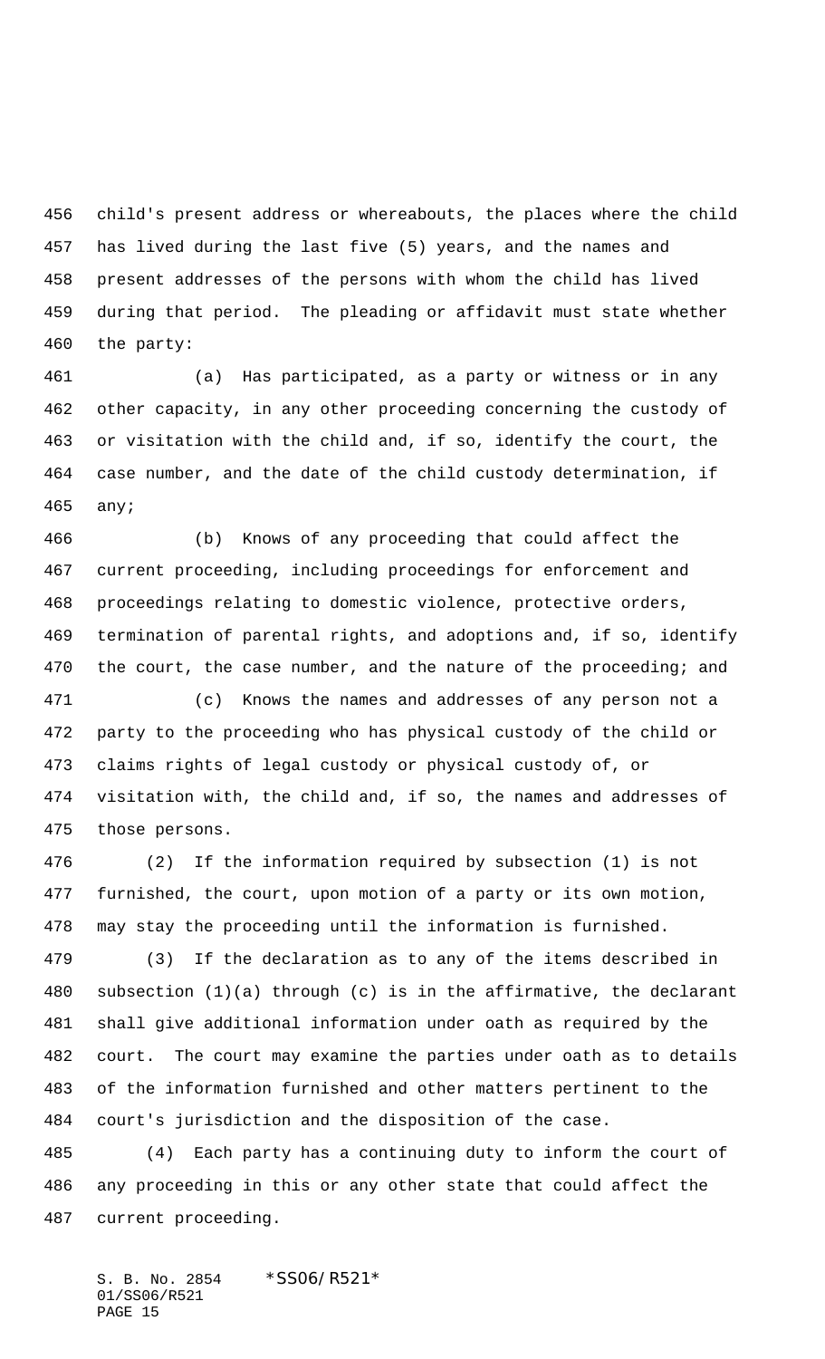child's present address or whereabouts, the places where the child has lived during the last five (5) years, and the names and present addresses of the persons with whom the child has lived during that period. The pleading or affidavit must state whether the party:

(a) Has participated, as a party or witness or in any other capacity, in any other proceeding concerning the custody of or visitation with the child and, if so, identify the court, the case number, and the date of the child custody determination, if any;

(b) Knows of any proceeding that could affect the current proceeding, including proceedings for enforcement and proceedings relating to domestic violence, protective orders, termination of parental rights, and adoptions and, if so, identify the court, the case number, and the nature of the proceeding; and

(c) Knows the names and addresses of any person not a party to the proceeding who has physical custody of the child or claims rights of legal custody or physical custody of, or visitation with, the child and, if so, the names and addresses of those persons.

(2) If the information required by subsection (1) is not furnished, the court, upon motion of a party or its own motion, may stay the proceeding until the information is furnished.

(3) If the declaration as to any of the items described in subsection (1)(a) through (c) is in the affirmative, the declarant shall give additional information under oath as required by the court. The court may examine the parties under oath as to details of the information furnished and other matters pertinent to the court's jurisdiction and the disposition of the case.

(4) Each party has a continuing duty to inform the court of any proceeding in this or any other state that could affect the current proceeding.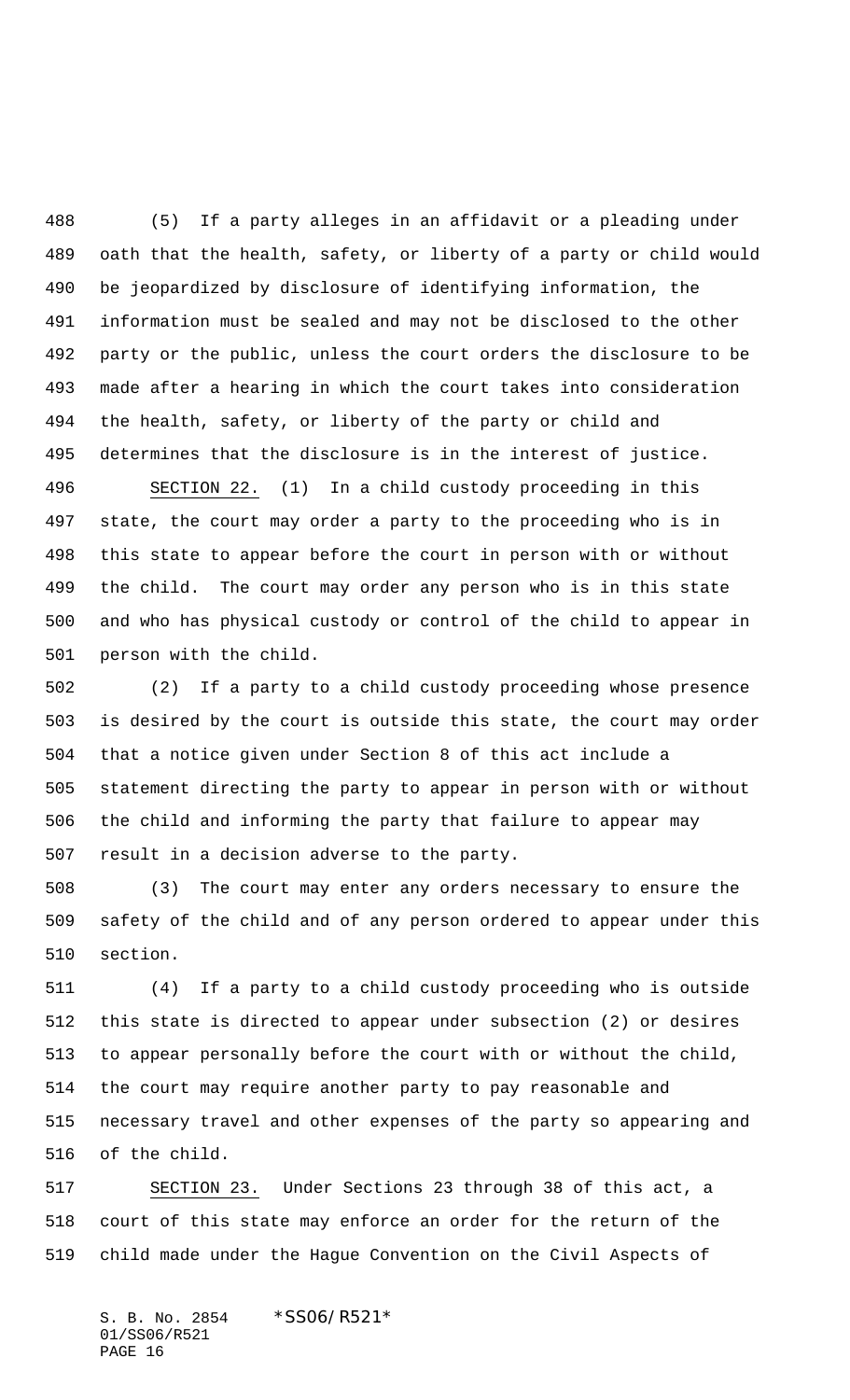(5) If a party alleges in an affidavit or a pleading under oath that the health, safety, or liberty of a party or child would be jeopardized by disclosure of identifying information, the information must be sealed and may not be disclosed to the other party or the public, unless the court orders the disclosure to be made after a hearing in which the court takes into consideration the health, safety, or liberty of the party or child and determines that the disclosure is in the interest of justice.

SECTION 22. (1) In a child custody proceeding in this state, the court may order a party to the proceeding who is in this state to appear before the court in person with or without the child. The court may order any person who is in this state and who has physical custody or control of the child to appear in person with the child.

(2) If a party to a child custody proceeding whose presence is desired by the court is outside this state, the court may order that a notice given under Section 8 of this act include a statement directing the party to appear in person with or without the child and informing the party that failure to appear may result in a decision adverse to the party.

(3) The court may enter any orders necessary to ensure the safety of the child and of any person ordered to appear under this section.

(4) If a party to a child custody proceeding who is outside this state is directed to appear under subsection (2) or desires to appear personally before the court with or without the child, the court may require another party to pay reasonable and necessary travel and other expenses of the party so appearing and of the child.

SECTION 23. Under Sections 23 through 38 of this act, a court of this state may enforce an order for the return of the child made under the Hague Convention on the Civil Aspects of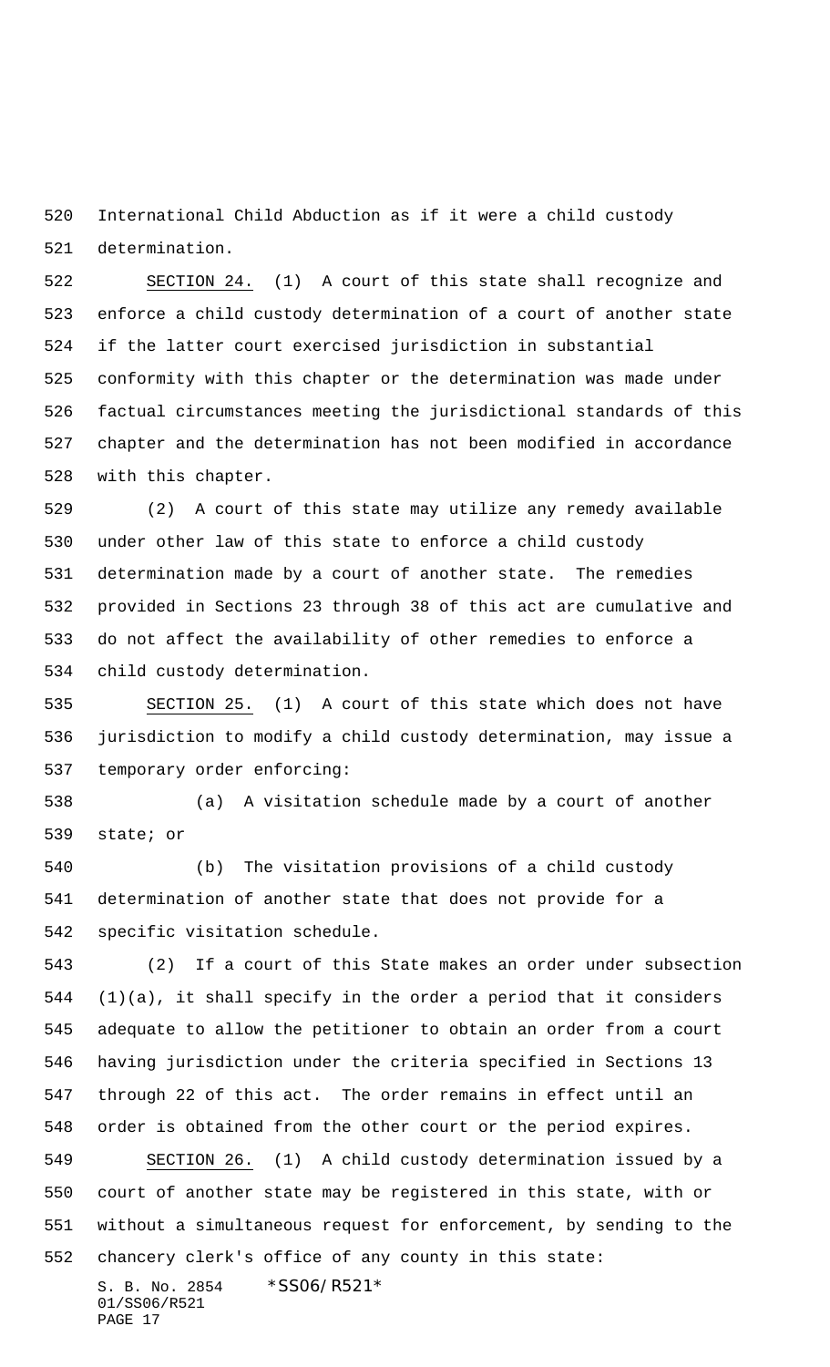International Child Abduction as if it were a child custody determination.

SECTION 24. (1) A court of this state shall recognize and enforce a child custody determination of a court of another state if the latter court exercised jurisdiction in substantial conformity with this chapter or the determination was made under factual circumstances meeting the jurisdictional standards of this chapter and the determination has not been modified in accordance with this chapter.

(2) A court of this state may utilize any remedy available under other law of this state to enforce a child custody determination made by a court of another state. The remedies provided in Sections 23 through 38 of this act are cumulative and do not affect the availability of other remedies to enforce a child custody determination.

SECTION 25. (1) A court of this state which does not have jurisdiction to modify a child custody determination, may issue a temporary order enforcing:

(a) A visitation schedule made by a court of another state; or

(b) The visitation provisions of a child custody determination of another state that does not provide for a specific visitation schedule.

(2) If a court of this State makes an order under subsection (1)(a), it shall specify in the order a period that it considers adequate to allow the petitioner to obtain an order from a court having jurisdiction under the criteria specified in Sections 13 through 22 of this act. The order remains in effect until an order is obtained from the other court or the period expires.

SECTION 26. (1) A child custody determination issued by a court of another state may be registered in this state, with or without a simultaneous request for enforcement, by sending to the chancery clerk's office of any county in this state: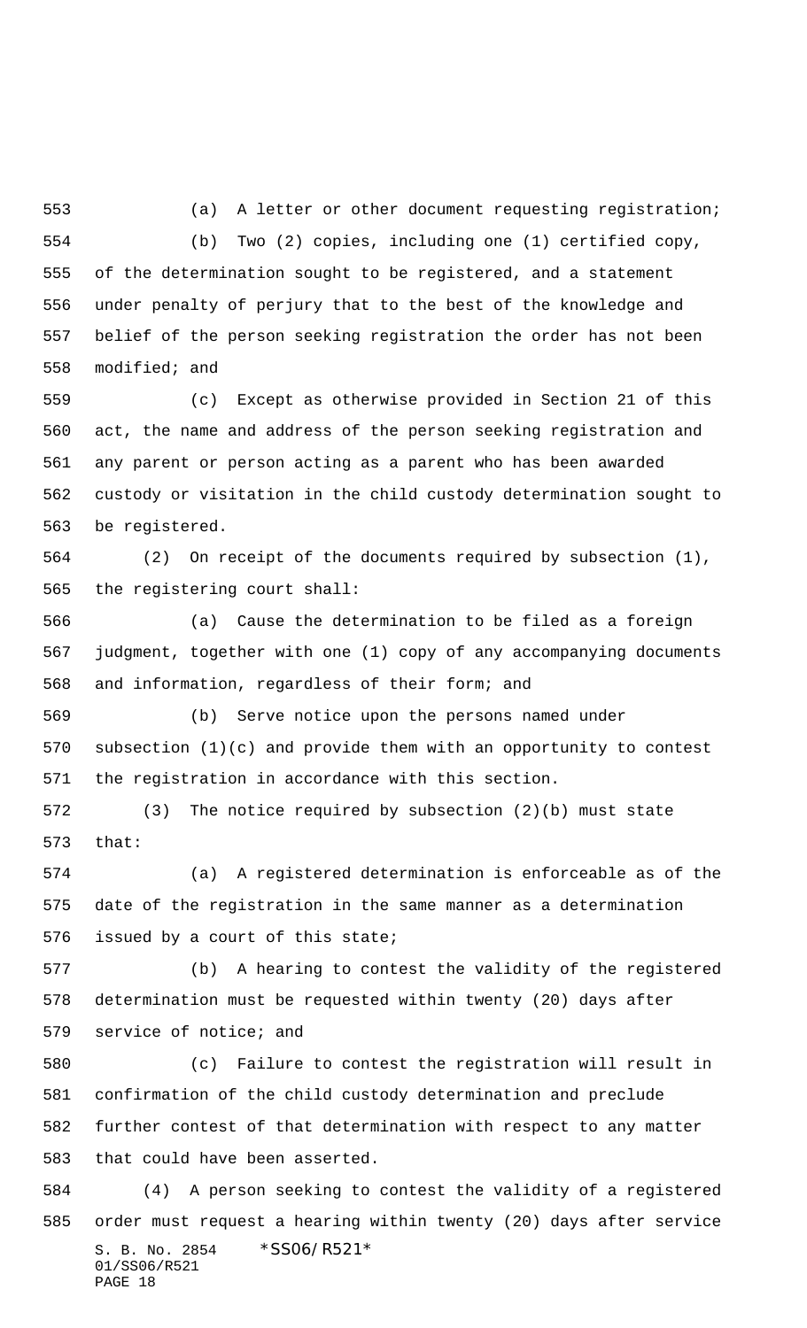(a) A letter or other document requesting registration;

(b) Two (2) copies, including one (1) certified copy, of the determination sought to be registered, and a statement under penalty of perjury that to the best of the knowledge and belief of the person seeking registration the order has not been modified; and

(c) Except as otherwise provided in Section 21 of this act, the name and address of the person seeking registration and any parent or person acting as a parent who has been awarded custody or visitation in the child custody determination sought to be registered.

(2) On receipt of the documents required by subsection (1), the registering court shall:

(a) Cause the determination to be filed as a foreign judgment, together with one (1) copy of any accompanying documents and information, regardless of their form; and

(b) Serve notice upon the persons named under subsection (1)(c) and provide them with an opportunity to contest the registration in accordance with this section.

(3) The notice required by subsection (2)(b) must state that:

(a) A registered determination is enforceable as of the date of the registration in the same manner as a determination issued by a court of this state;

(b) A hearing to contest the validity of the registered determination must be requested within twenty (20) days after service of notice; and

(c) Failure to contest the registration will result in confirmation of the child custody determination and preclude further contest of that determination with respect to any matter that could have been asserted.

(4) A person seeking to contest the validity of a registered order must request a hearing within twenty (20) days after service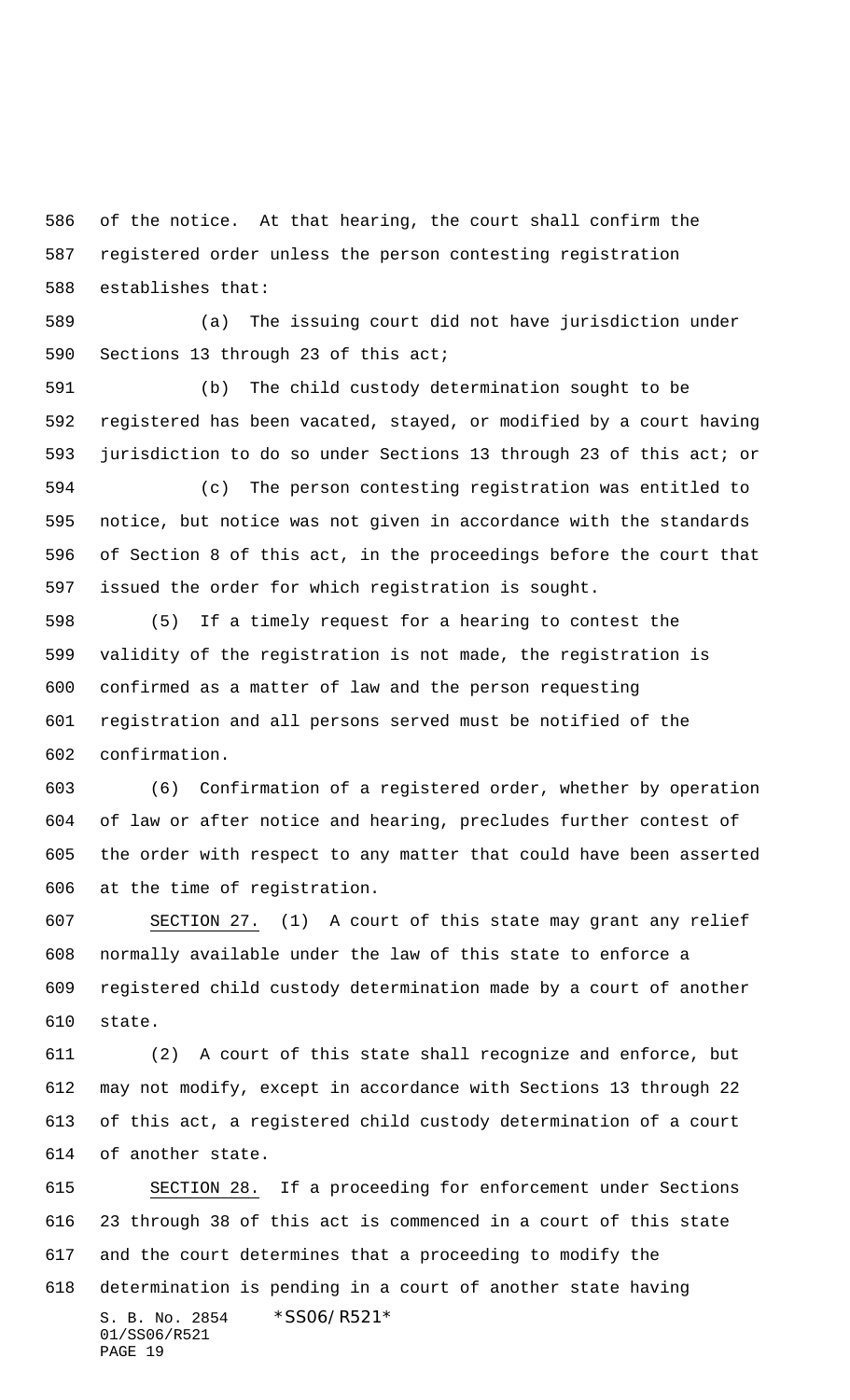of the notice. At that hearing, the court shall confirm the registered order unless the person contesting registration establishes that:

(a) The issuing court did not have jurisdiction under Sections 13 through 23 of this act;

(b) The child custody determination sought to be registered has been vacated, stayed, or modified by a court having jurisdiction to do so under Sections 13 through 23 of this act; or

(c) The person contesting registration was entitled to notice, but notice was not given in accordance with the standards of Section 8 of this act, in the proceedings before the court that issued the order for which registration is sought.

(5) If a timely request for a hearing to contest the validity of the registration is not made, the registration is confirmed as a matter of law and the person requesting registration and all persons served must be notified of the confirmation.

(6) Confirmation of a registered order, whether by operation of law or after notice and hearing, precludes further contest of the order with respect to any matter that could have been asserted at the time of registration.

SECTION 27. (1) A court of this state may grant any relief normally available under the law of this state to enforce a registered child custody determination made by a court of another state.

(2) A court of this state shall recognize and enforce, but may not modify, except in accordance with Sections 13 through 22 of this act, a registered child custody determination of a court of another state.

SECTION 28. If a proceeding for enforcement under Sections 23 through 38 of this act is commenced in a court of this state and the court determines that a proceeding to modify the determination is pending in a court of another state having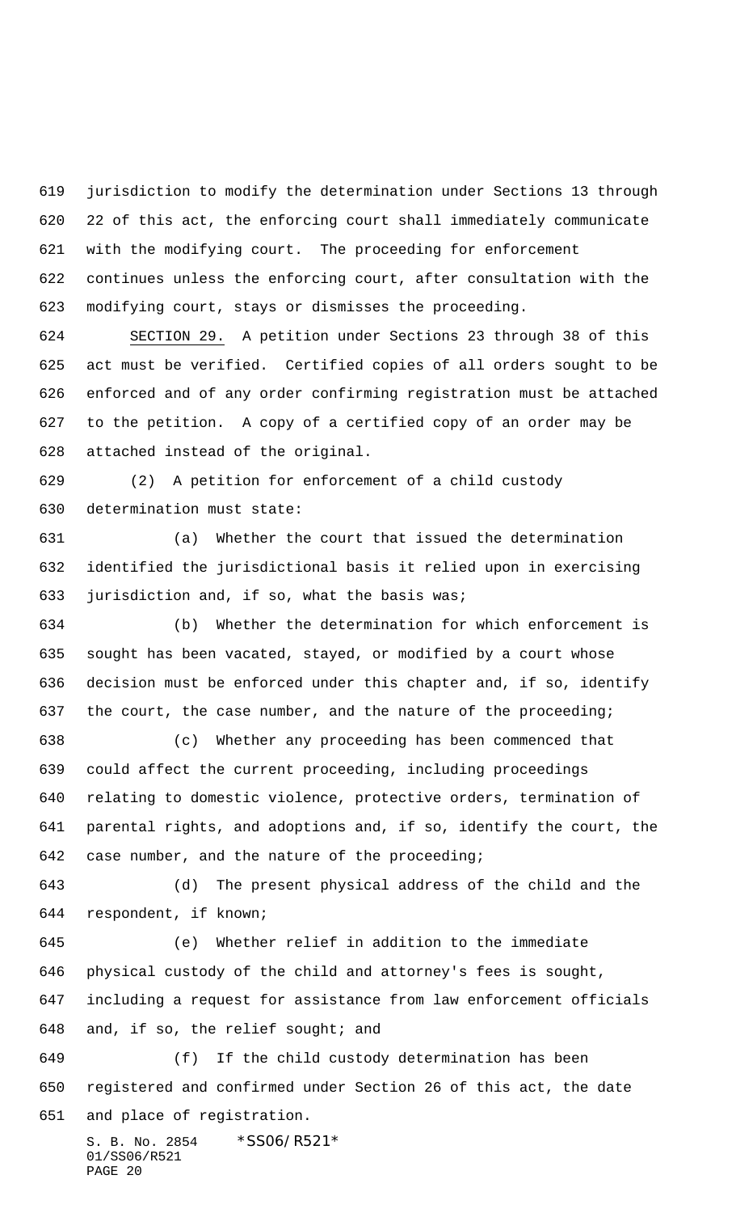jurisdiction to modify the determination under Sections 13 through 22 of this act, the enforcing court shall immediately communicate with the modifying court. The proceeding for enforcement continues unless the enforcing court, after consultation with the modifying court, stays or dismisses the proceeding.

SECTION 29. A petition under Sections 23 through 38 of this act must be verified. Certified copies of all orders sought to be enforced and of any order confirming registration must be attached to the petition. A copy of a certified copy of an order may be attached instead of the original.

(2) A petition for enforcement of a child custody determination must state:

(a) Whether the court that issued the determination identified the jurisdictional basis it relied upon in exercising jurisdiction and, if so, what the basis was;

(b) Whether the determination for which enforcement is sought has been vacated, stayed, or modified by a court whose decision must be enforced under this chapter and, if so, identify the court, the case number, and the nature of the proceeding;

(c) Whether any proceeding has been commenced that could affect the current proceeding, including proceedings relating to domestic violence, protective orders, termination of parental rights, and adoptions and, if so, identify the court, the case number, and the nature of the proceeding;

(d) The present physical address of the child and the respondent, if known;

(e) Whether relief in addition to the immediate physical custody of the child and attorney's fees is sought, including a request for assistance from law enforcement officials and, if so, the relief sought; and

(f) If the child custody determination has been registered and confirmed under Section 26 of this act, the date and place of registration.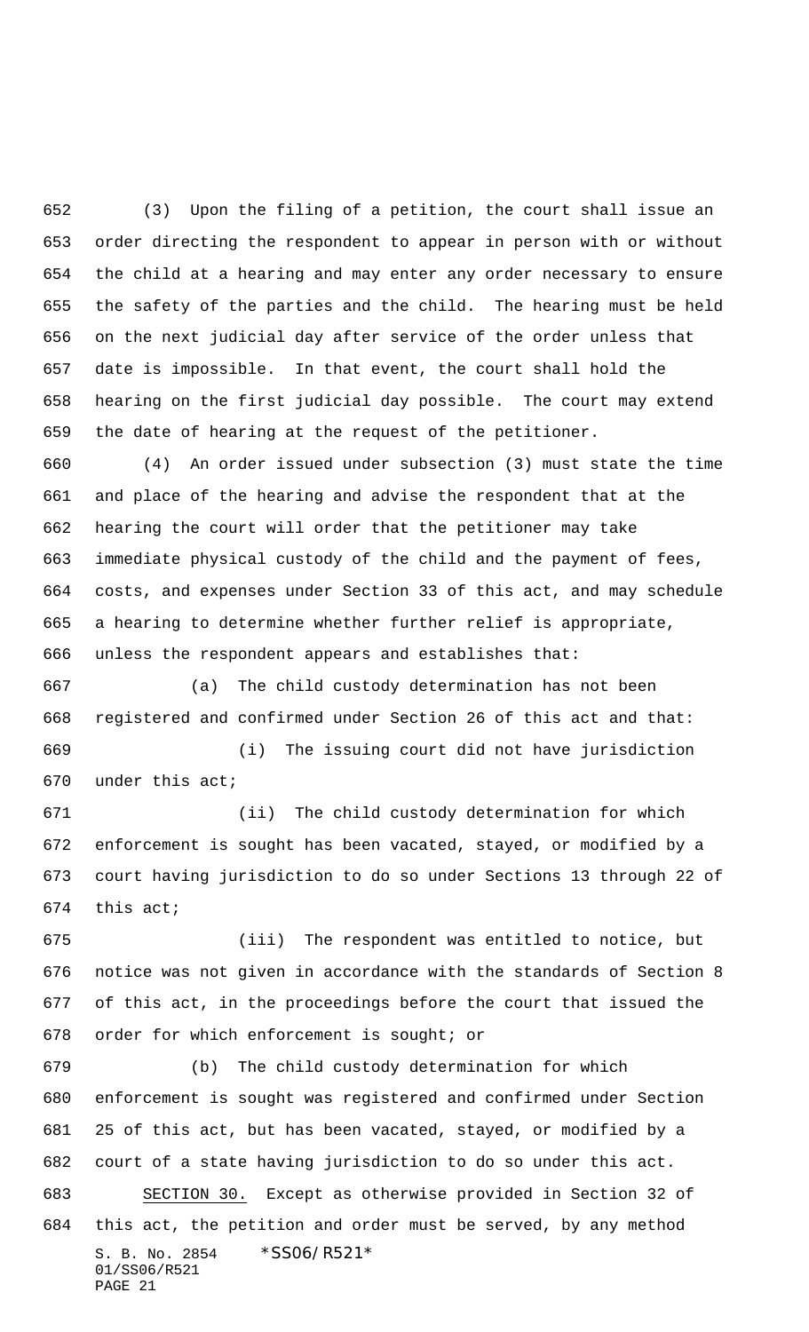(3) Upon the filing of a petition, the court shall issue an order directing the respondent to appear in person with or without the child at a hearing and may enter any order necessary to ensure the safety of the parties and the child. The hearing must be held on the next judicial day after service of the order unless that date is impossible. In that event, the court shall hold the hearing on the first judicial day possible. The court may extend the date of hearing at the request of the petitioner.

(4) An order issued under subsection (3) must state the time and place of the hearing and advise the respondent that at the hearing the court will order that the petitioner may take immediate physical custody of the child and the payment of fees, costs, and expenses under Section 33 of this act, and may schedule a hearing to determine whether further relief is appropriate, unless the respondent appears and establishes that:

(a) The child custody determination has not been registered and confirmed under Section 26 of this act and that:

(i) The issuing court did not have jurisdiction under this act;

(ii) The child custody determination for which enforcement is sought has been vacated, stayed, or modified by a court having jurisdiction to do so under Sections 13 through 22 of this act;

(iii) The respondent was entitled to notice, but notice was not given in accordance with the standards of Section 8 of this act, in the proceedings before the court that issued the order for which enforcement is sought; or

(b) The child custody determination for which enforcement is sought was registered and confirmed under Section 25 of this act, but has been vacated, stayed, or modified by a court of a state having jurisdiction to do so under this act.

SECTION 30. Except as otherwise provided in Section 32 of this act, the petition and order must be served, by any method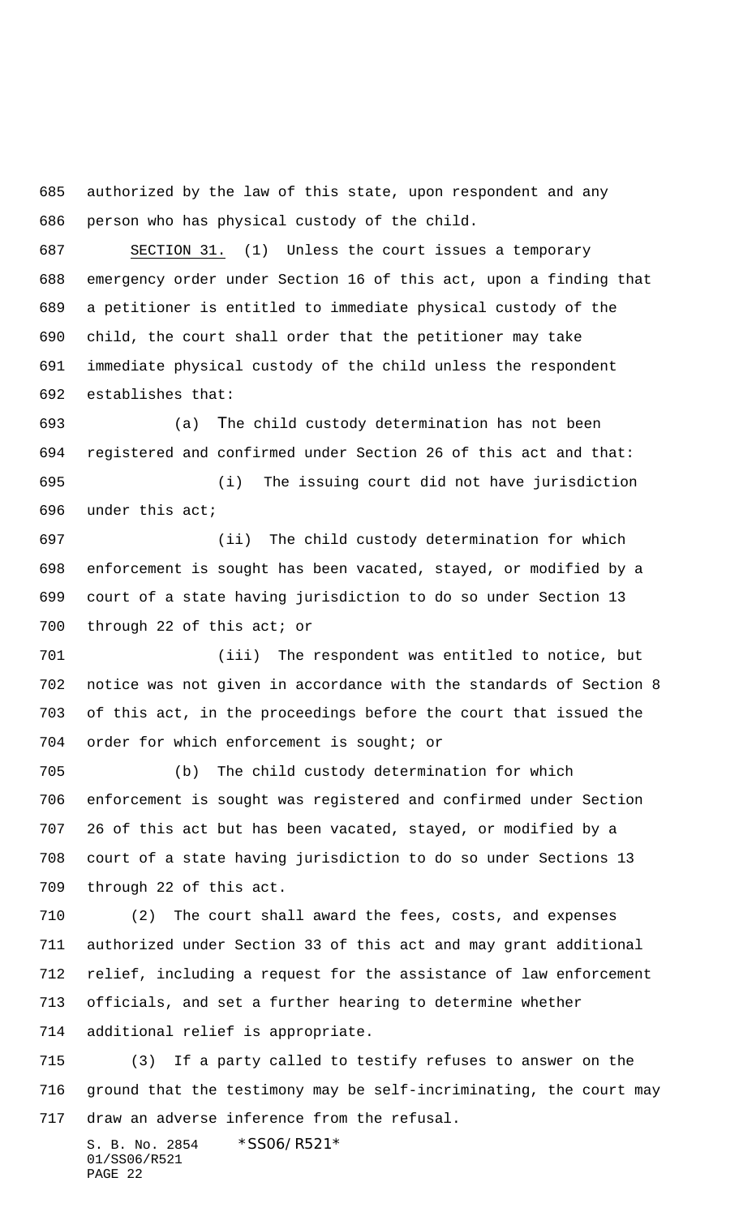authorized by the law of this state, upon respondent and any person who has physical custody of the child.

SECTION 31. (1) Unless the court issues a temporary emergency order under Section 16 of this act, upon a finding that a petitioner is entitled to immediate physical custody of the child, the court shall order that the petitioner may take immediate physical custody of the child unless the respondent establishes that:

(a) The child custody determination has not been registered and confirmed under Section 26 of this act and that:

(i) The issuing court did not have jurisdiction under this act;

(ii) The child custody determination for which enforcement is sought has been vacated, stayed, or modified by a court of a state having jurisdiction to do so under Section 13 through 22 of this act; or

(iii) The respondent was entitled to notice, but notice was not given in accordance with the standards of Section 8 of this act, in the proceedings before the court that issued the order for which enforcement is sought; or

(b) The child custody determination for which enforcement is sought was registered and confirmed under Section 26 of this act but has been vacated, stayed, or modified by a court of a state having jurisdiction to do so under Sections 13 through 22 of this act.

(2) The court shall award the fees, costs, and expenses authorized under Section 33 of this act and may grant additional relief, including a request for the assistance of law enforcement officials, and set a further hearing to determine whether additional relief is appropriate.

(3) If a party called to testify refuses to answer on the ground that the testimony may be self-incriminating, the court may draw an adverse inference from the refusal.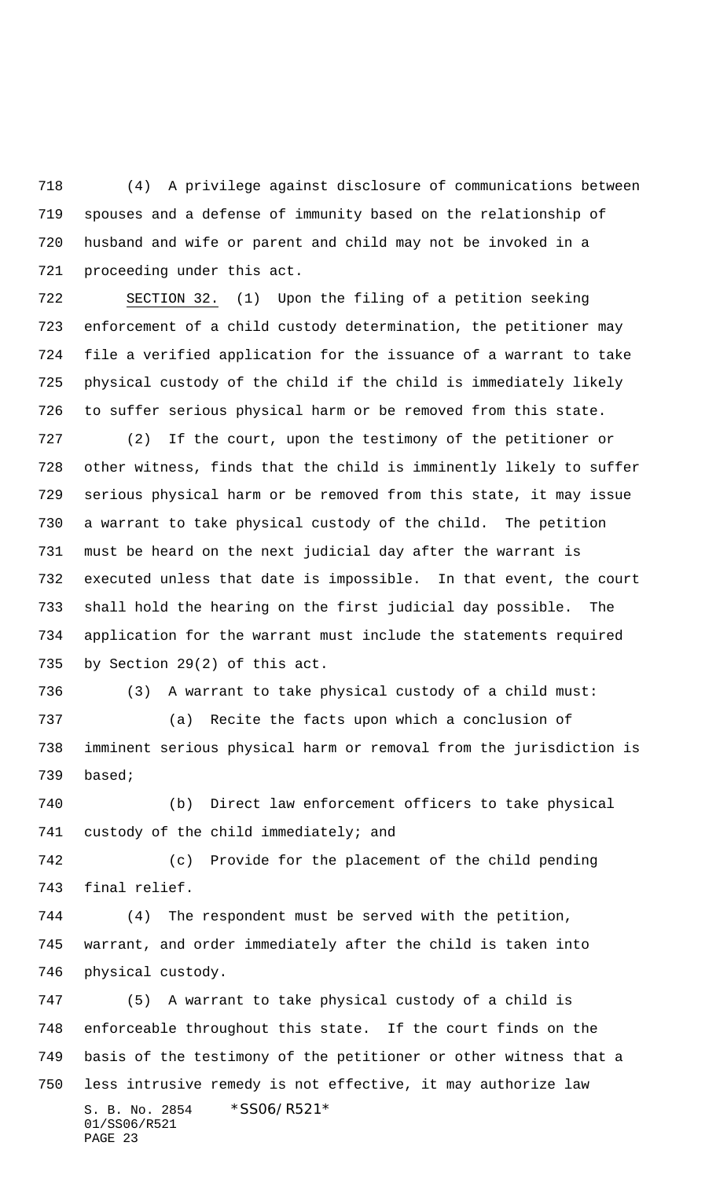(4) A privilege against disclosure of communications between spouses and a defense of immunity based on the relationship of husband and wife or parent and child may not be invoked in a proceeding under this act.

SECTION 32. (1) Upon the filing of a petition seeking enforcement of a child custody determination, the petitioner may file a verified application for the issuance of a warrant to take physical custody of the child if the child is immediately likely to suffer serious physical harm or be removed from this state.

(2) If the court, upon the testimony of the petitioner or other witness, finds that the child is imminently likely to suffer serious physical harm or be removed from this state, it may issue a warrant to take physical custody of the child. The petition must be heard on the next judicial day after the warrant is executed unless that date is impossible. In that event, the court shall hold the hearing on the first judicial day possible. The application for the warrant must include the statements required by Section 29(2) of this act.

(3) A warrant to take physical custody of a child must:

(a) Recite the facts upon which a conclusion of imminent serious physical harm or removal from the jurisdiction is based;

(b) Direct law enforcement officers to take physical custody of the child immediately; and

(c) Provide for the placement of the child pending final relief.

(4) The respondent must be served with the petition, warrant, and order immediately after the child is taken into physical custody.

(5) A warrant to take physical custody of a child is enforceable throughout this state. If the court finds on the basis of the testimony of the petitioner or other witness that a less intrusive remedy is not effective, it may authorize law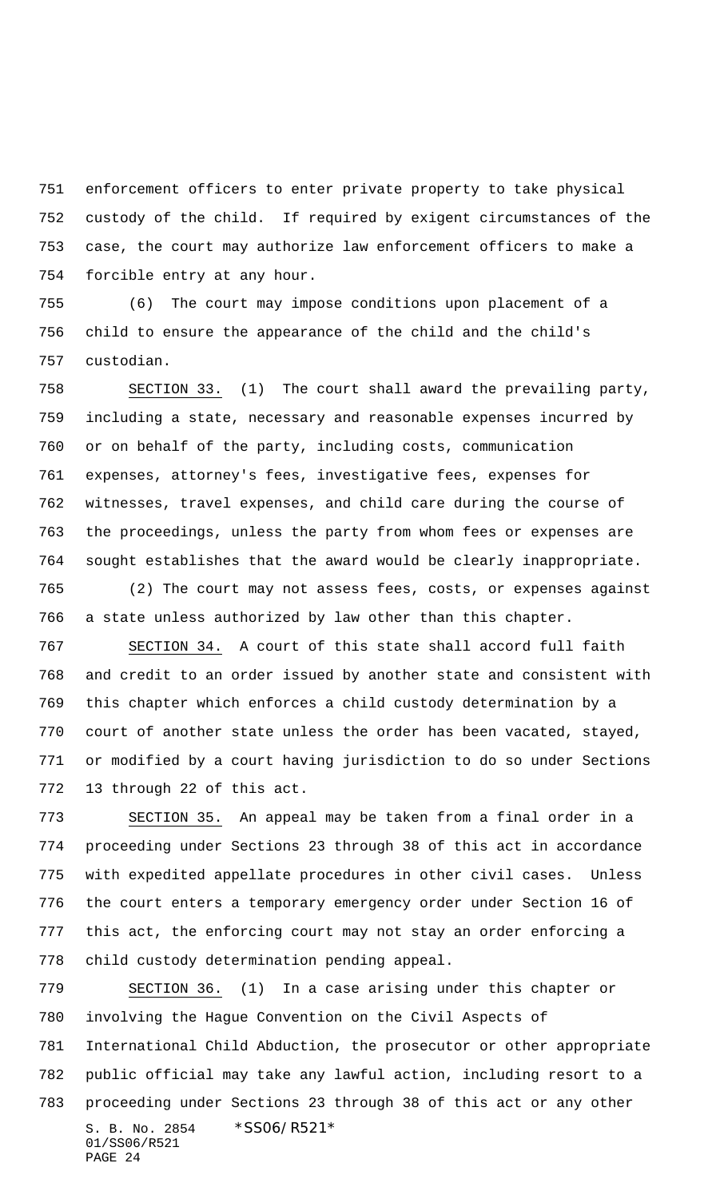enforcement officers to enter private property to take physical custody of the child. If required by exigent circumstances of the case, the court may authorize law enforcement officers to make a forcible entry at any hour.

(6) The court may impose conditions upon placement of a child to ensure the appearance of the child and the child's custodian.

SECTION 33. (1) The court shall award the prevailing party, including a state, necessary and reasonable expenses incurred by or on behalf of the party, including costs, communication expenses, attorney's fees, investigative fees, expenses for witnesses, travel expenses, and child care during the course of the proceedings, unless the party from whom fees or expenses are sought establishes that the award would be clearly inappropriate.

(2) The court may not assess fees, costs, or expenses against a state unless authorized by law other than this chapter.

SECTION 34. A court of this state shall accord full faith and credit to an order issued by another state and consistent with this chapter which enforces a child custody determination by a court of another state unless the order has been vacated, stayed, or modified by a court having jurisdiction to do so under Sections 13 through 22 of this act.

SECTION 35. An appeal may be taken from a final order in a proceeding under Sections 23 through 38 of this act in accordance with expedited appellate procedures in other civil cases. Unless the court enters a temporary emergency order under Section 16 of this act, the enforcing court may not stay an order enforcing a child custody determination pending appeal.

SECTION 36. (1) In a case arising under this chapter or involving the Hague Convention on the Civil Aspects of International Child Abduction, the prosecutor or other appropriate public official may take any lawful action, including resort to a proceeding under Sections 23 through 38 of this act or any other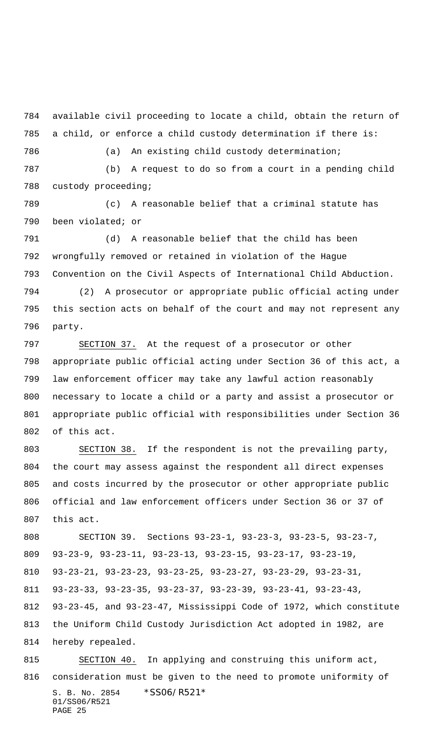available civil proceeding to locate a child, obtain the return of a child, or enforce a child custody determination if there is:

(a) An existing child custody determination;

(b) A request to do so from a court in a pending child custody proceeding;

(c) A reasonable belief that a criminal statute has been violated; or

(d) A reasonable belief that the child has been wrongfully removed or retained in violation of the Hague Convention on the Civil Aspects of International Child Abduction.

(2) A prosecutor or appropriate public official acting under this section acts on behalf of the court and may not represent any party.

SECTION 37. At the request of a prosecutor or other appropriate public official acting under Section 36 of this act, a law enforcement officer may take any lawful action reasonably necessary to locate a child or a party and assist a prosecutor or appropriate public official with responsibilities under Section 36 of this act.

SECTION 38. If the respondent is not the prevailing party, the court may assess against the respondent all direct expenses and costs incurred by the prosecutor or other appropriate public official and law enforcement officers under Section 36 or 37 of this act.

SECTION 39. Sections 93-23-1, 93-23-3, 93-23-5, 93-23-7, 93-23-9, 93-23-11, 93-23-13, 93-23-15, 93-23-17, 93-23-19, 93-23-21, 93-23-23, 93-23-25, 93-23-27, 93-23-29, 93-23-31, 93-23-33, 93-23-35, 93-23-37, 93-23-39, 93-23-41, 93-23-43, 93-23-45, and 93-23-47, Mississippi Code of 1972, which constitute the Uniform Child Custody Jurisdiction Act adopted in 1982, are hereby repealed.

SECTION 40. In applying and construing this uniform act, consideration must be given to the need to promote uniformity of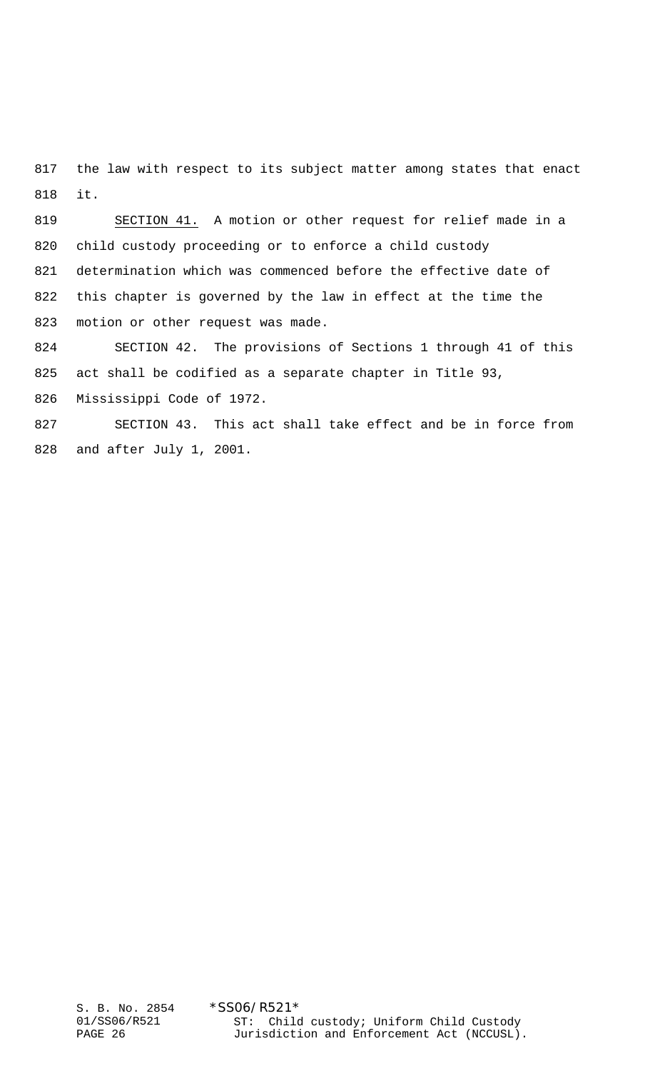the law with respect to its subject matter among states that enact it.

SECTION 41. A motion or other request for relief made in a child custody proceeding or to enforce a child custody determination which was commenced before the effective date of this chapter is governed by the law in effect at the time the motion or other request was made.

SECTION 42. The provisions of Sections 1 through 41 of this act shall be codified as a separate chapter in Title 93, Mississippi Code of 1972.

SECTION 43. This act shall take effect and be in force from and after July 1, 2001.